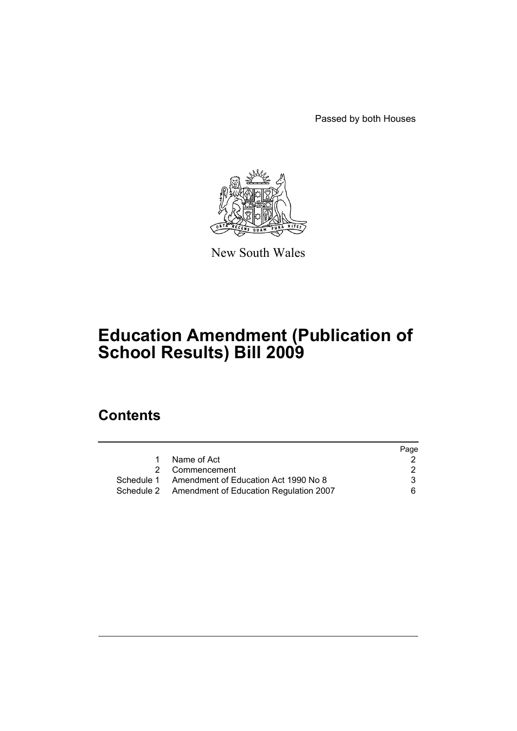Passed by both Houses

New South Wales

# Education Amendment (Publication of School Results) Bill 2009

## Contents

| | | Page |
|---|---|---|
| 1 | Name of Act | 2 |
| 2 | Commencement | 2 |
| Schedule 1 | Amendment of Education Act 1990 No 8 | 3 |
| Schedule 2 | Amendment of Education Regulation 2007 | 6 |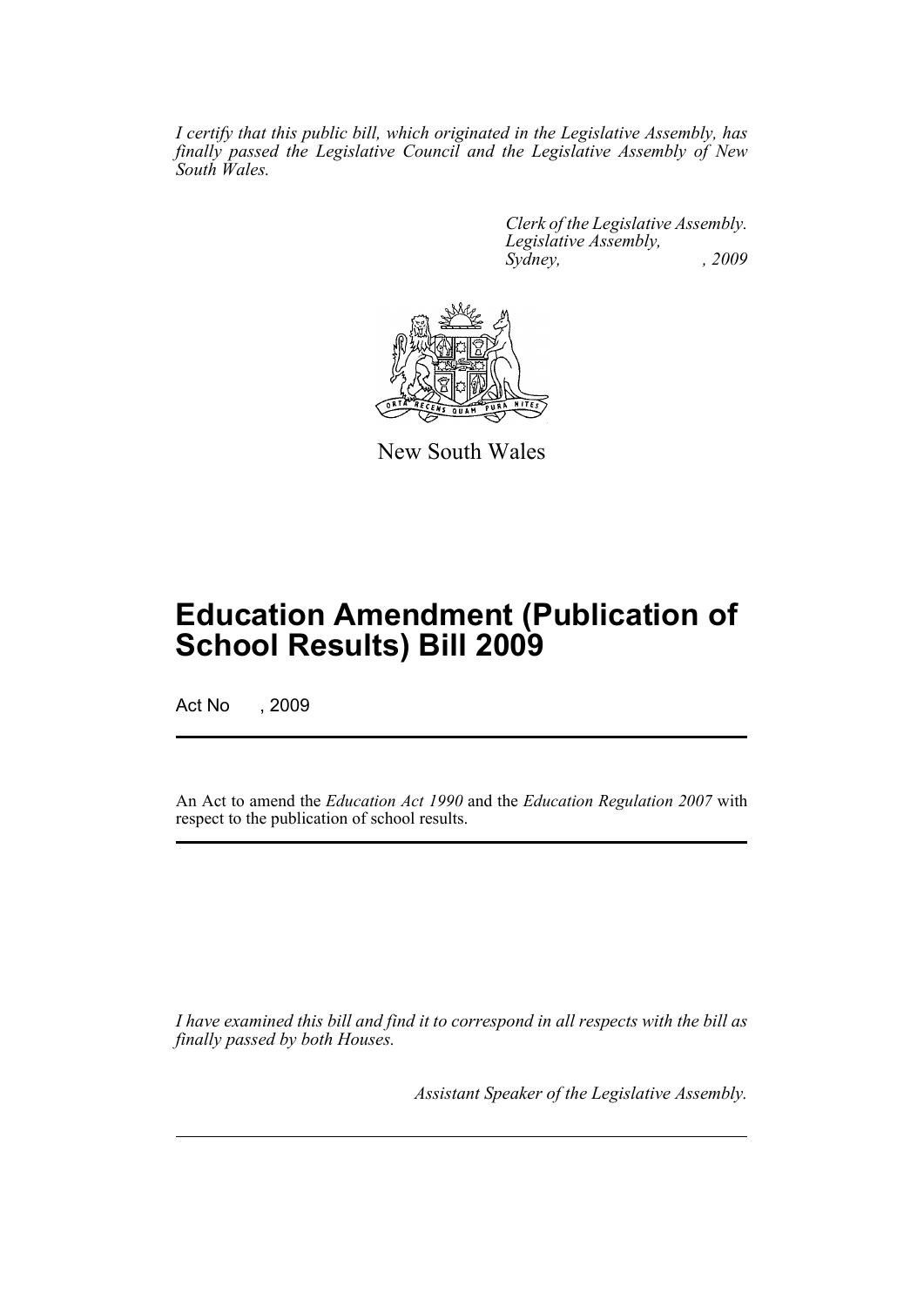*I certify that this public bill, which originated in the Legislative Assembly, has finally passed the Legislative Council and the Legislative Assembly of New South Wales.*

*Clerk of the Legislative Assembly.*
*Legislative Assembly,*
*Sydney, , 2009*

New South Wales

# Education Amendment (Publication of School Results) Bill 2009

Act No , 2009

An Act to amend the *Education Act 1990* and the *Education Regulation 2007* with respect to the publication of school results.

*I have examined this bill and find it to correspond in all respects with the bill as finally passed by both Houses.*

*Assistant Speaker of the Legislative Assembly.*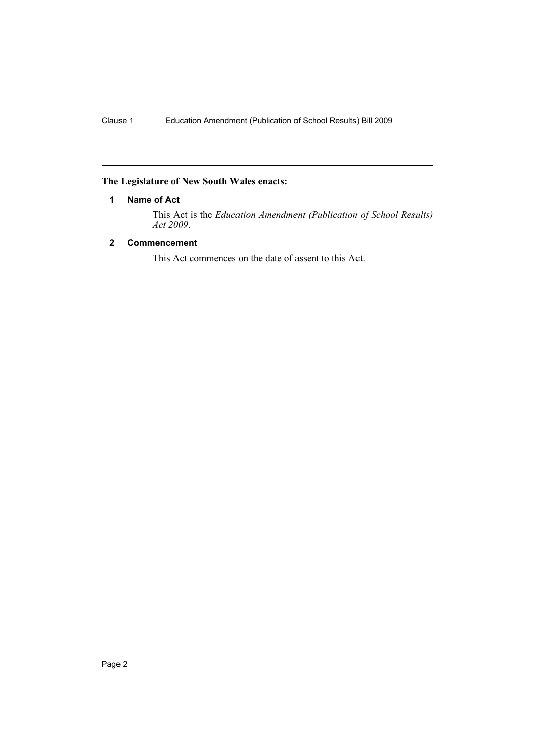**The Legislature of New South Wales enacts:**

## 1 Name of Act

This Act is the *Education Amendment (Publication of School Results) Act 2009*.

## 2 Commencement

This Act commences on the date of assent to this Act.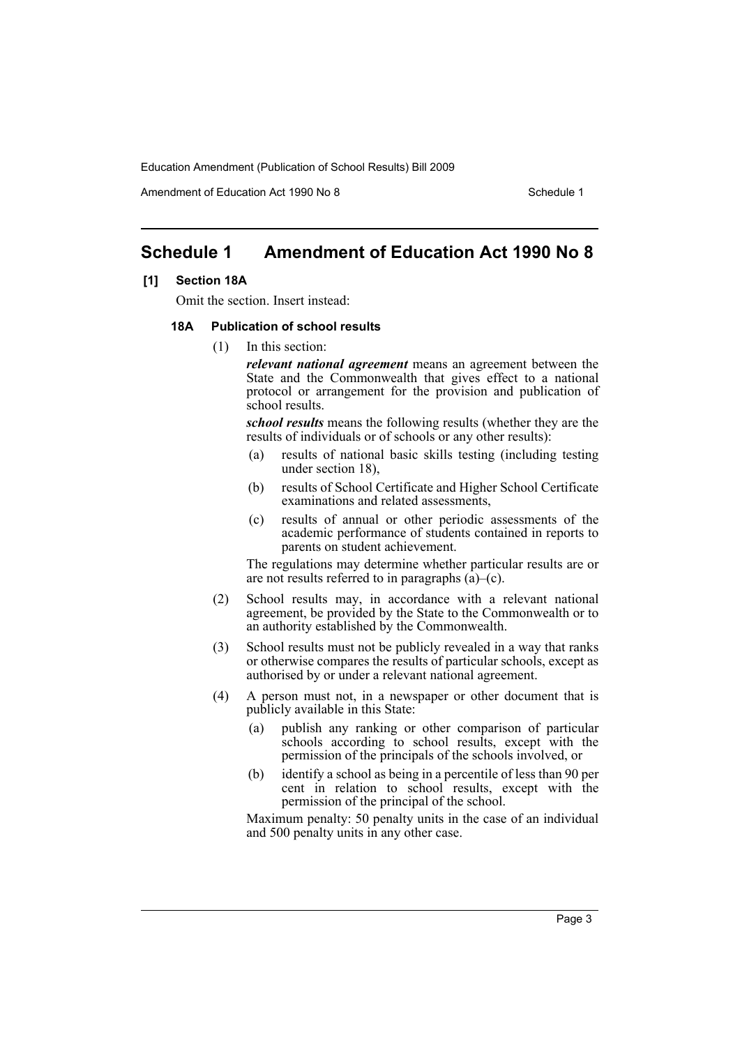# Schedule 1 Amendment of Education Act 1990 No 8

**[1] Section 18A**

Omit the section. Insert instead:

**18A Publication of school results**

(1) In this section:

***relevant national agreement*** means an agreement between the State and the Commonwealth that gives effect to a national protocol or arrangement for the provision and publication of school results.

***school results*** means the following results (whether they are the results of individuals or of schools or any other results):

(a) results of national basic skills testing (including testing under section 18),

(b) results of School Certificate and Higher School Certificate examinations and related assessments,

(c) results of annual or other periodic assessments of the academic performance of students contained in reports to parents on student achievement.

The regulations may determine whether particular results are or are not results referred to in paragraphs (a)–(c).

(2) School results may, in accordance with a relevant national agreement, be provided by the State to the Commonwealth or to an authority established by the Commonwealth.

(3) School results must not be publicly revealed in a way that ranks or otherwise compares the results of particular schools, except as authorised by or under a relevant national agreement.

(4) A person must not, in a newspaper or other document that is publicly available in this State:

(a) publish any ranking or other comparison of particular schools according to school results, except with the permission of the principals of the schools involved, or

(b) identify a school as being in a percentile of less than 90 per cent in relation to school results, except with the permission of the principal of the school.

Maximum penalty: 50 penalty units in the case of an individual and 500 penalty units in any other case.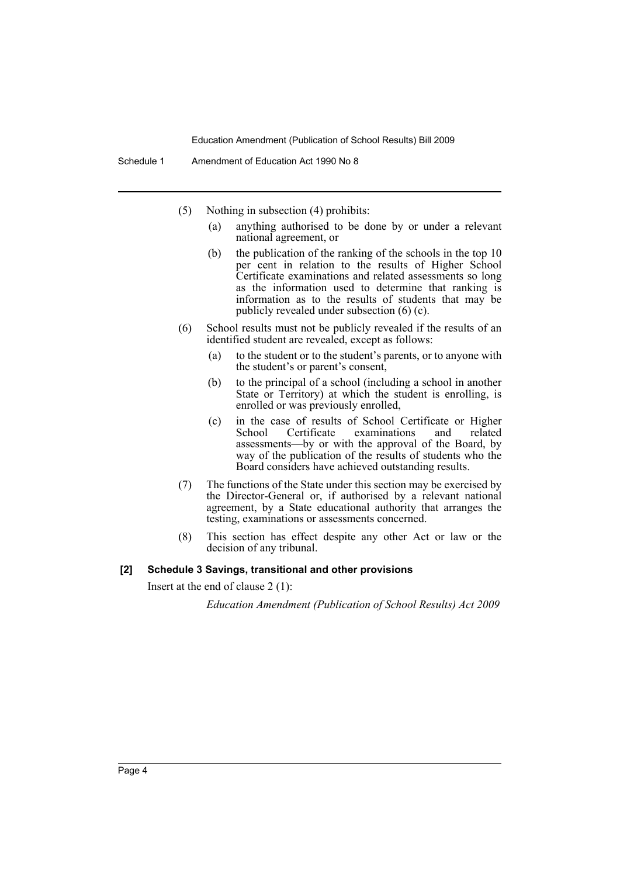(5) Nothing in subsection (4) prohibits:

- (a) anything authorised to be done by or under a relevant national agreement, or
- (b) the publication of the ranking of the schools in the top 10 per cent in relation to the results of Higher School Certificate examinations and related assessments so long as the information used to determine that ranking is information as to the results of students that may be publicly revealed under subsection (6) (c).

(6) School results must not be publicly revealed if the results of an identified student are revealed, except as follows:

- (a) to the student or to the student's parents, or to anyone with the student's or parent's consent,
- (b) to the principal of a school (including a school in another State or Territory) at which the student is enrolling, is enrolled or was previously enrolled,
- (c) in the case of results of School Certificate or Higher School Certificate examinations and related assessments—by or with the approval of the Board, by way of the publication of the results of students who the Board considers have achieved outstanding results.

(7) The functions of the State under this section may be exercised by the Director-General or, if authorised by a relevant national agreement, by a State educational authority that arranges the testing, examinations or assessments concerned.

(8) This section has effect despite any other Act or law or the decision of any tribunal.

**[2] Schedule 3 Savings, transitional and other provisions**

Insert at the end of clause 2 (1):

*Education Amendment (Publication of School Results) Act 2009*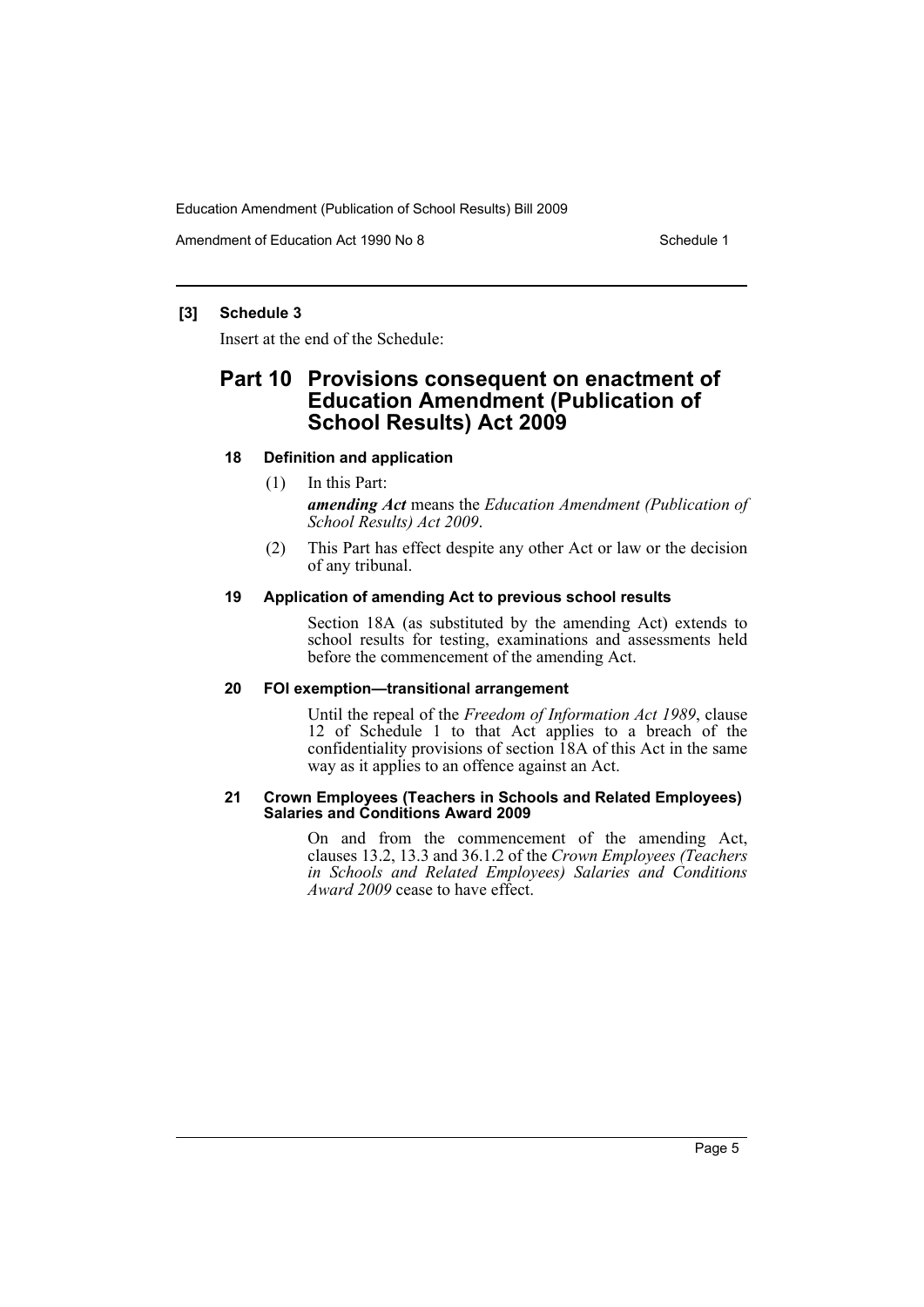**[3] Schedule 3**

Insert at the end of the Schedule:

## Part 10 Provisions consequent on enactment of Education Amendment (Publication of School Results) Act 2009

### 18 Definition and application

(1) In this Part:

***amending Act*** means the *Education Amendment (Publication of School Results) Act 2009*.

(2) This Part has effect despite any other Act or law or the decision of any tribunal.

### 19 Application of amending Act to previous school results

Section 18A (as substituted by the amending Act) extends to school results for testing, examinations and assessments held before the commencement of the amending Act.

### 20 FOI exemption—transitional arrangement

Until the repeal of the *Freedom of Information Act 1989*, clause 12 of Schedule 1 to that Act applies to a breach of the confidentiality provisions of section 18A of this Act in the same way as it applies to an offence against an Act.

### 21 Crown Employees (Teachers in Schools and Related Employees) Salaries and Conditions Award 2009

On and from the commencement of the amending Act, clauses 13.2, 13.3 and 36.1.2 of the *Crown Employees (Teachers in Schools and Related Employees) Salaries and Conditions Award 2009* cease to have effect.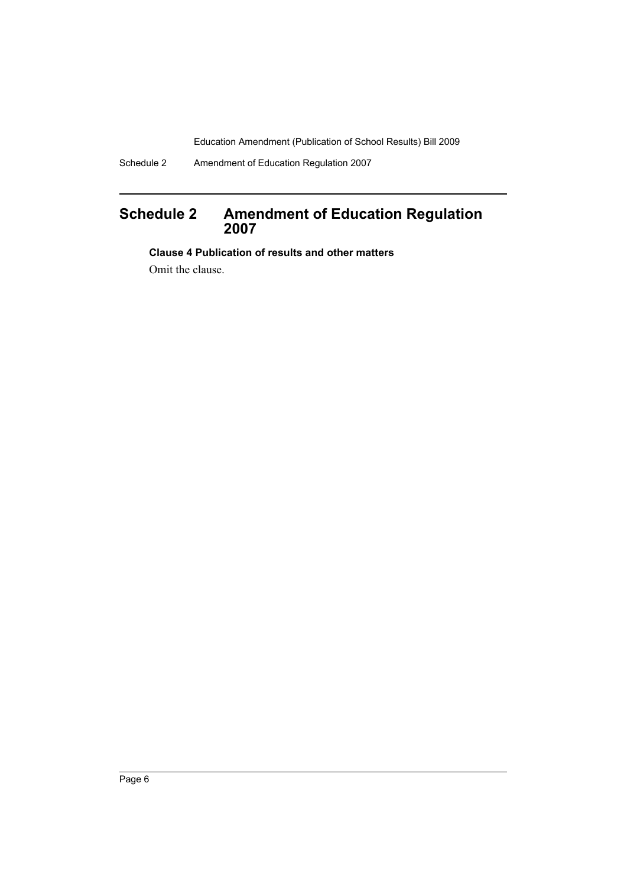# Schedule 2 Amendment of Education Regulation 2007

**Clause 4 Publication of results and other matters**

Omit the clause.